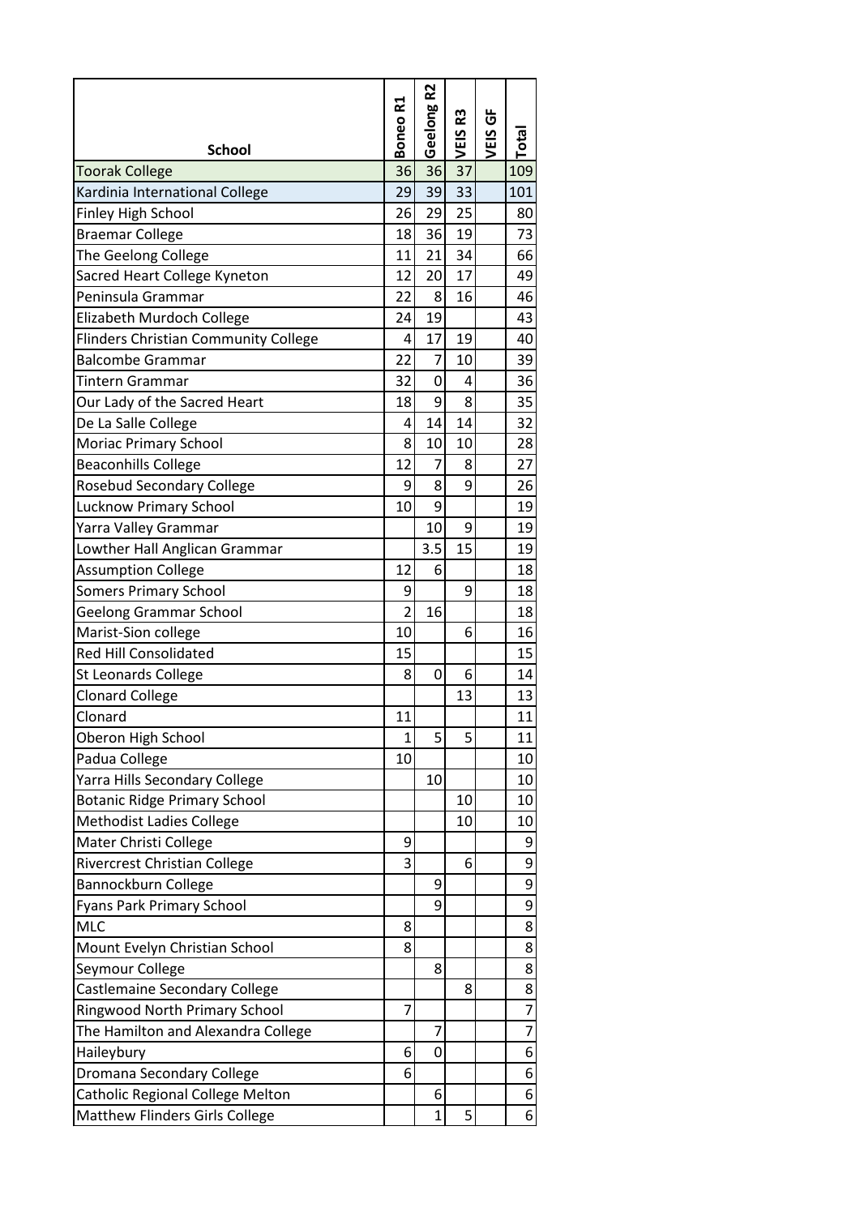| School | Boneo R1 | Geelong R2 | VEIS R3 | VEIS GF | Total |
|---|---|---|---|---|---|
| Toorak College | 36 | 36 | 37 | | 109 |
| Kardinia International College | 29 | 39 | 33 | | 101 |
| Finley High School | 26 | 29 | 25 | | 80 |
| Braemar College | 18 | 36 | 19 | | 73 |
| The Geelong College | 11 | 21 | 34 | | 66 |
| Sacred Heart College Kyneton | 12 | 20 | 17 | | 49 |
| Peninsula Grammar | 22 | 8 | 16 | | 46 |
| Elizabeth Murdoch College | 24 | 19 | | | 43 |
| Flinders Christian Community College | 4 | 17 | 19 | | 40 |
| Balcombe Grammar | 22 | 7 | 10 | | 39 |
| Tintern Grammar | 32 | 0 | 4 | | 36 |
| Our Lady of the Sacred Heart | 18 | 9 | 8 | | 35 |
| De La Salle College | 4 | 14 | 14 | | 32 |
| Moriac Primary School | 8 | 10 | 10 | | 28 |
| Beaconhills College | 12 | 7 | 8 | | 27 |
| Rosebud Secondary College | 9 | 8 | 9 | | 26 |
| Lucknow Primary School | 10 | 9 | | | 19 |
| Yarra Valley Grammar | | 10 | 9 | | 19 |
| Lowther Hall Anglican Grammar | | 3.5 | 15 | | 19 |
| Assumption College | 12 | 6 | | | 18 |
| Somers Primary School | 9 | | 9 | | 18 |
| Geelong Grammar School | 2 | 16 | | | 18 |
| Marist-Sion college | 10 | | 6 | | 16 |
| Red Hill Consolidated | 15 | | | | 15 |
| St Leonards College | 8 | 0 | 6 | | 14 |
| Clonard College | | | 13 | | 13 |
| Clonard | 11 | | | | 11 |
| Oberon High School | 1 | 5 | 5 | | 11 |
| Padua College | 10 | | | | 10 |
| Yarra Hills Secondary College | | 10 | | | 10 |
| Botanic Ridge Primary School | | | 10 | | 10 |
| Methodist Ladies College | | | 10 | | 10 |
| Mater Christi College | 9 | | | | 9 |
| Rivercrest Christian College | 3 | | 6 | | 9 |
| Bannockburn College | | 9 | | | 9 |
| Fyans Park Primary School | | 9 | | | 9 |
| MLC | 8 | | | | 8 |
| Mount Evelyn Christian School | 8 | | | | 8 |
| Seymour College | | 8 | | | 8 |
| Castlemaine Secondary College | | | 8 | | 8 |
| Ringwood North Primary School | 7 | | | | 7 |
| The Hamilton and Alexandra College | | 7 | | | 7 |
| Haileybury | 6 | 0 | | | 6 |
| Dromana Secondary College | 6 | | | | 6 |
| Catholic Regional College Melton | | 6 | | | 6 |
| Matthew Flinders Girls College | | 1 | 5 | | 6 |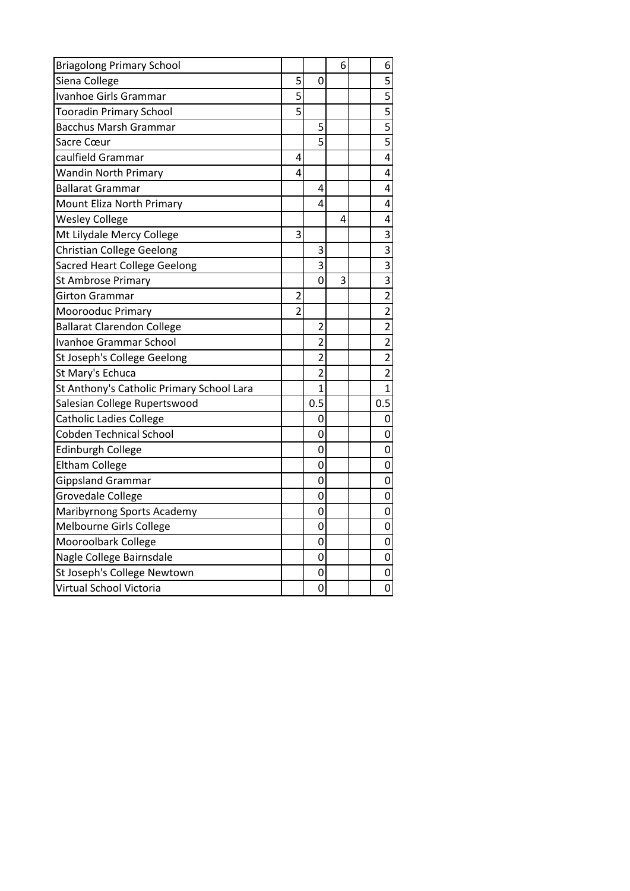| | | | | | |
|---|---|---|---|---|---|
| Briagolong Primary School | | | 6 | | 6 |
| Siena College | 5 | 0 | | | 5 |
| Ivanhoe Girls Grammar | 5 | | | | 5 |
| Tooradin Primary School | 5 | | | | 5 |
| Bacchus Marsh Grammar | | 5 | | | 5 |
| Sacre Cœur | | 5 | | | 5 |
| caulfield Grammar | 4 | | | | 4 |
| Wandin North Primary | 4 | | | | 4 |
| Ballarat Grammar | | 4 | | | 4 |
| Mount Eliza North Primary | | 4 | | | 4 |
| Wesley College | | | 4 | | 4 |
| Mt Lilydale Mercy College | 3 | | | | 3 |
| Christian College Geelong | | 3 | | | 3 |
| Sacred Heart College Geelong | | 3 | | | 3 |
| St Ambrose Primary | | 0 | 3 | | 3 |
| Girton Grammar | 2 | | | | 2 |
| Moorooduc Primary | 2 | | | | 2 |
| Ballarat Clarendon College | | 2 | | | 2 |
| Ivanhoe Grammar School | | 2 | | | 2 |
| St Joseph's College Geelong | | 2 | | | 2 |
| St Mary's Echuca | | 2 | | | 2 |
| St Anthony's Catholic Primary School Lara | | 1 | | | 1 |
| Salesian College Rupertswood | | 0.5 | | | 0.5 |
| Catholic Ladies College | | 0 | | | 0 |
| Cobden Technical School | | 0 | | | 0 |
| Edinburgh College | | 0 | | | 0 |
| Eltham College | | 0 | | | 0 |
| Gippsland Grammar | | 0 | | | 0 |
| Grovedale College | | 0 | | | 0 |
| Maribyrnong Sports Academy | | 0 | | | 0 |
| Melbourne Girls College | | 0 | | | 0 |
| Mooroolbark College | | 0 | | | 0 |
| Nagle College Bairnsdale | | 0 | | | 0 |
| St Joseph's College Newtown | | 0 | | | 0 |
| Virtual School Victoria | | 0 | | | 0 |